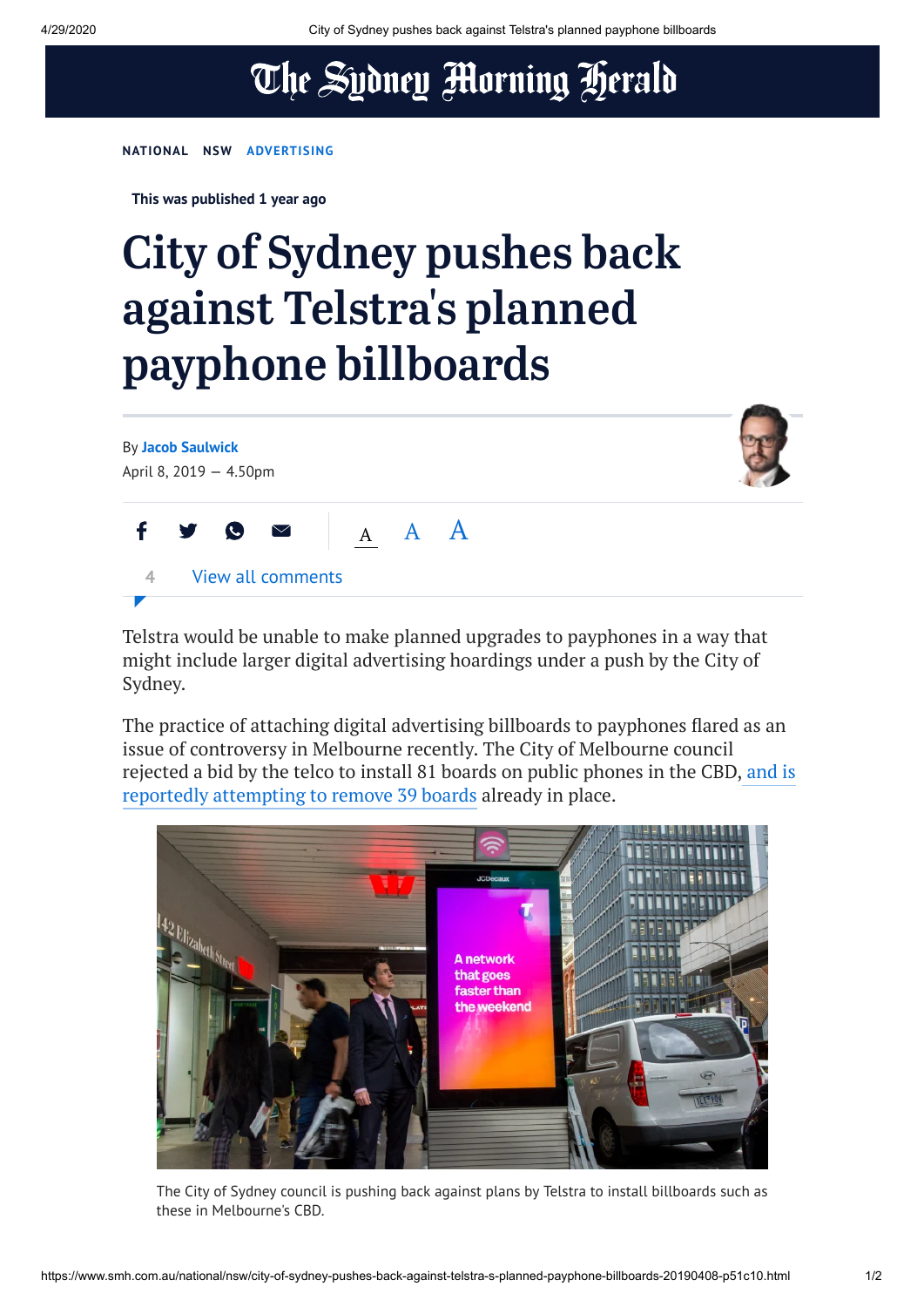NATIONAL NSW ADVERTISING

This was published 1 year ago

# City of Sydney pushes back against Telstra's planned payphone billboards

By **Jacob Saulwick**

April 8, 2019 — 4.50pm

4 View all comments

Telstra would be unable to make planned upgrades to payphones in a way that might include larger digital advertising hoardings under a push by the City of Sydney.

The practice of attaching digital advertising billboards to payphones flared as an issue of controversy in Melbourne recently. The City of Melbourne council rejected a bid by the telco to install 81 boards on public phones in the CBD, and is reportedly attempting to remove 39 boards already in place.

The City of Sydney council is pushing back against plans by Telstra to install billboards such as these in Melbourne's CBD.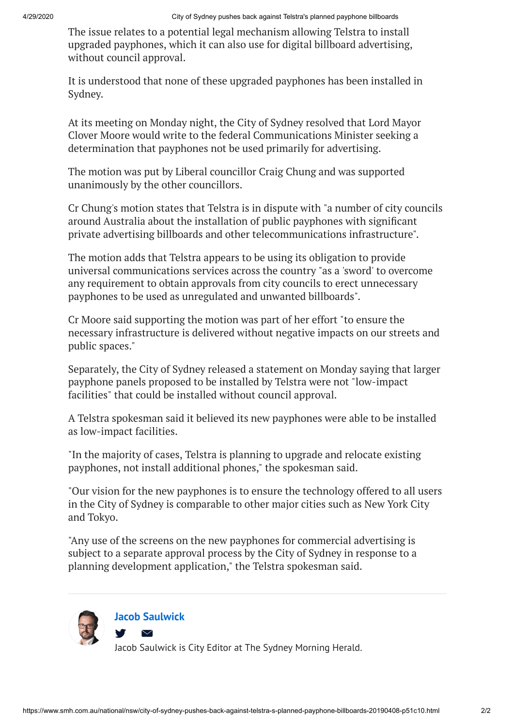The issue relates to a potential legal mechanism allowing Telstra to install upgraded payphones, which it can also use for digital billboard advertising, without council approval.

It is understood that none of these upgraded payphones has been installed in Sydney.

At its meeting on Monday night, the City of Sydney resolved that Lord Mayor Clover Moore would write to the federal Communications Minister seeking a determination that payphones not be used primarily for advertising.

The motion was put by Liberal councillor Craig Chung and was supported unanimously by the other councillors.

Cr Chung's motion states that Telstra is in dispute with "a number of city councils around Australia about the installation of public payphones with significant private advertising billboards and other telecommunications infrastructure".

The motion adds that Telstra appears to be using its obligation to provide universal communications services across the country "as a 'sword' to overcome any requirement to obtain approvals from city councils to erect unnecessary payphones to be used as unregulated and unwanted billboards".

Cr Moore said supporting the motion was part of her effort "to ensure the necessary infrastructure is delivered without negative impacts on our streets and public spaces."

Separately, the City of Sydney released a statement on Monday saying that larger payphone panels proposed to be installed by Telstra were not "low-impact facilities" that could be installed without council approval.

A Telstra spokesman said it believed its new payphones were able to be installed as low-impact facilities.

"In the majority of cases, Telstra is planning to upgrade and relocate existing payphones, not install additional phones," the spokesman said.

"Our vision for the new payphones is to ensure the technology offered to all users in the City of Sydney is comparable to other major cities such as New York City and Tokyo.

"Any use of the screens on the new payphones for commercial advertising is subject to a separate approval process by the City of Sydney in response to a planning development application," the Telstra spokesman said.

---

**Jacob Saulwick**

Jacob Saulwick is City Editor at The Sydney Morning Herald.